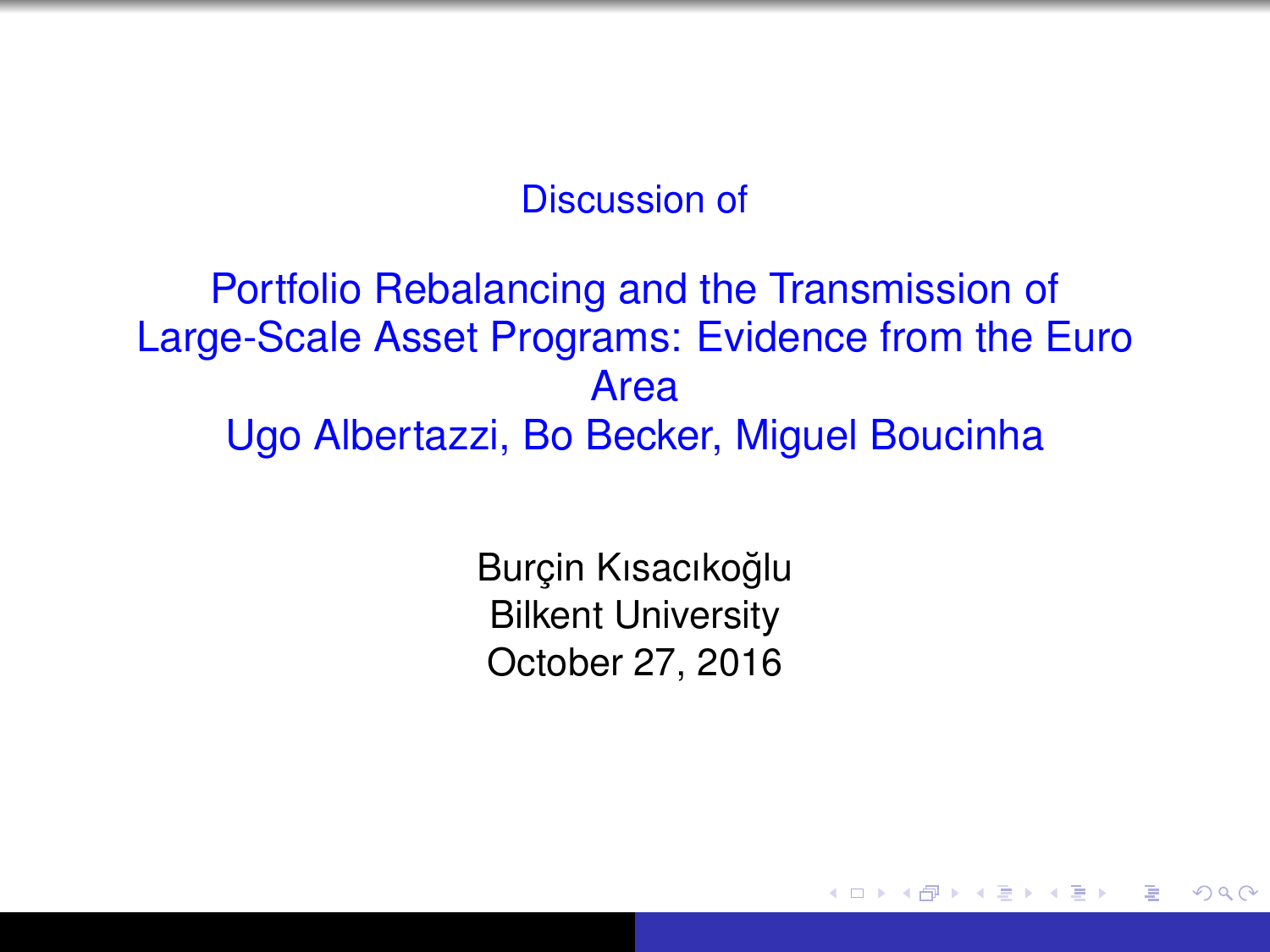Discussion of

# Portfolio Rebalancing and the Transmission of Large-Scale Asset Programs: Evidence from the Euro Area

Ugo Albertazzi, Bo Becker, Miguel Boucinha

Burçin Kısacıkoğlu
Bilkent University
October 27, 2016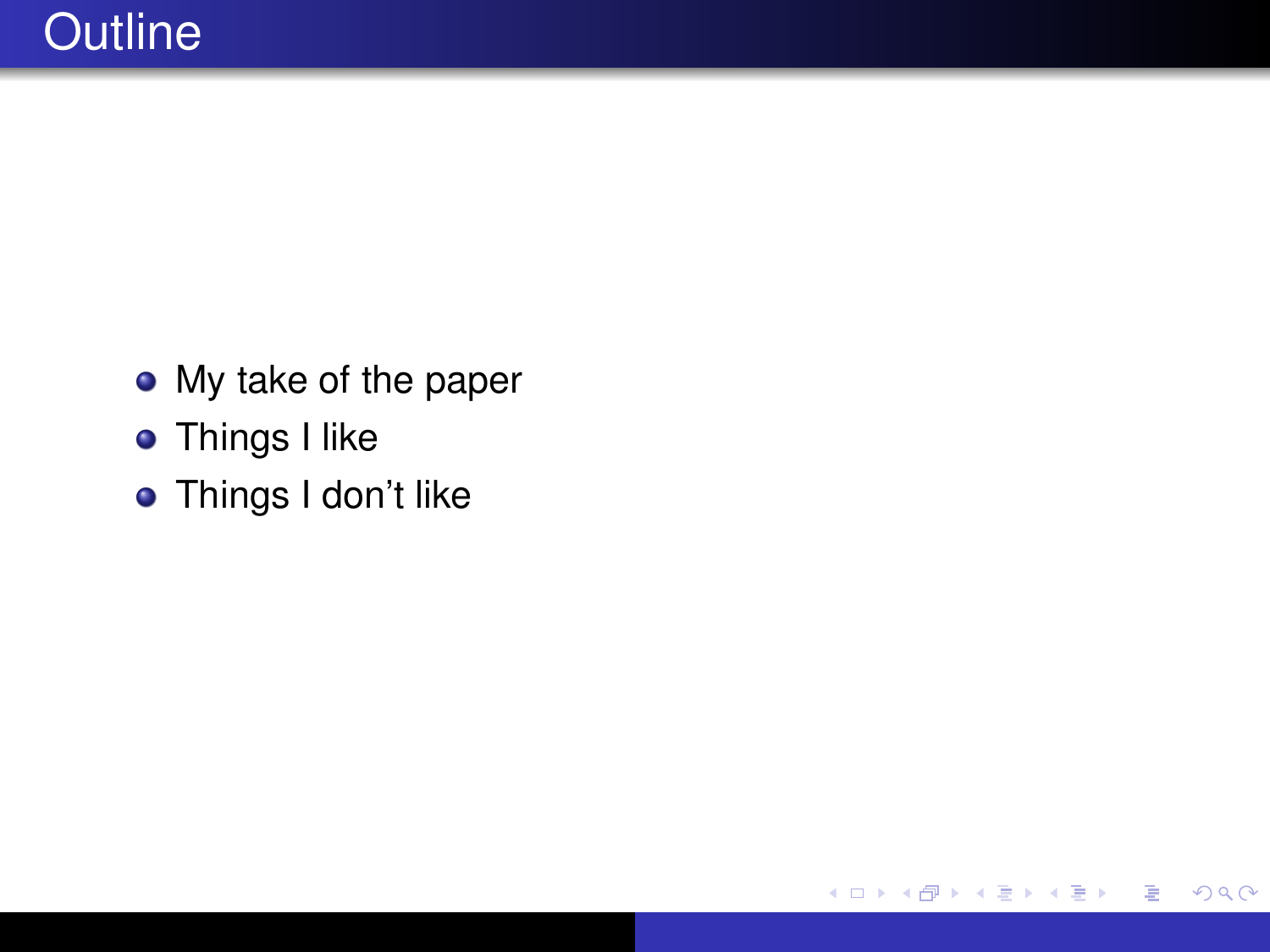# Outline

- My take of the paper
- Things I like
- Things I don't like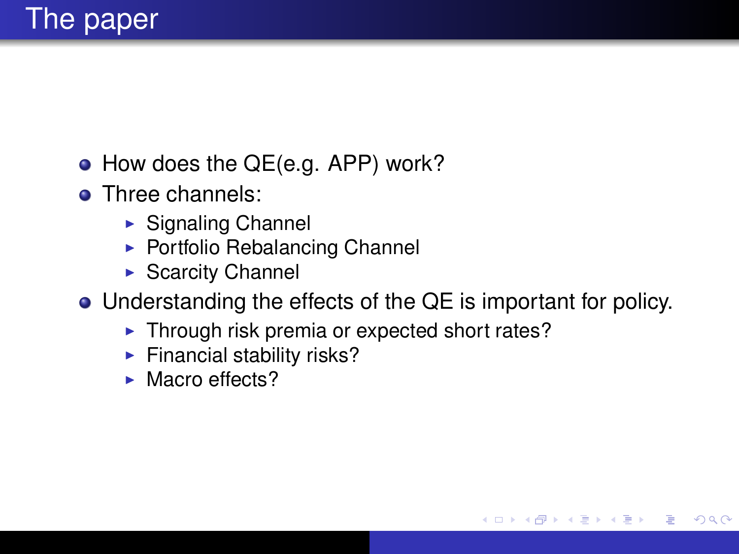# The paper

- How does the QE(e.g. APP) work?
- Three channels:
  - Signaling Channel
  - Portfolio Rebalancing Channel
  - Scarcity Channel
- Understanding the effects of the QE is important for policy.
  - Through risk premia or expected short rates?
  - Financial stability risks?
  - Macro effects?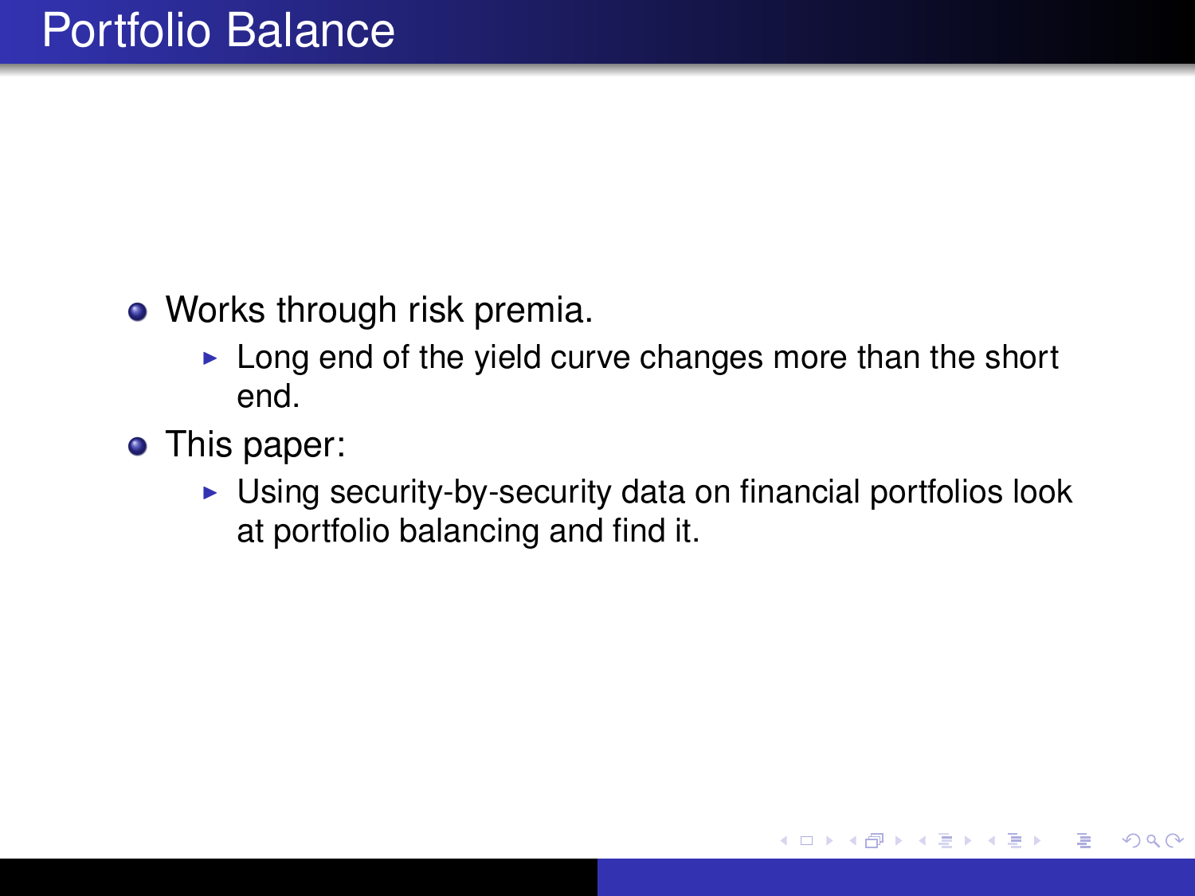# Portfolio Balance

- Works through risk premia.
  - Long end of the yield curve changes more than the short end.
- This paper:
  - Using security-by-security data on financial portfolios look at portfolio balancing and find it.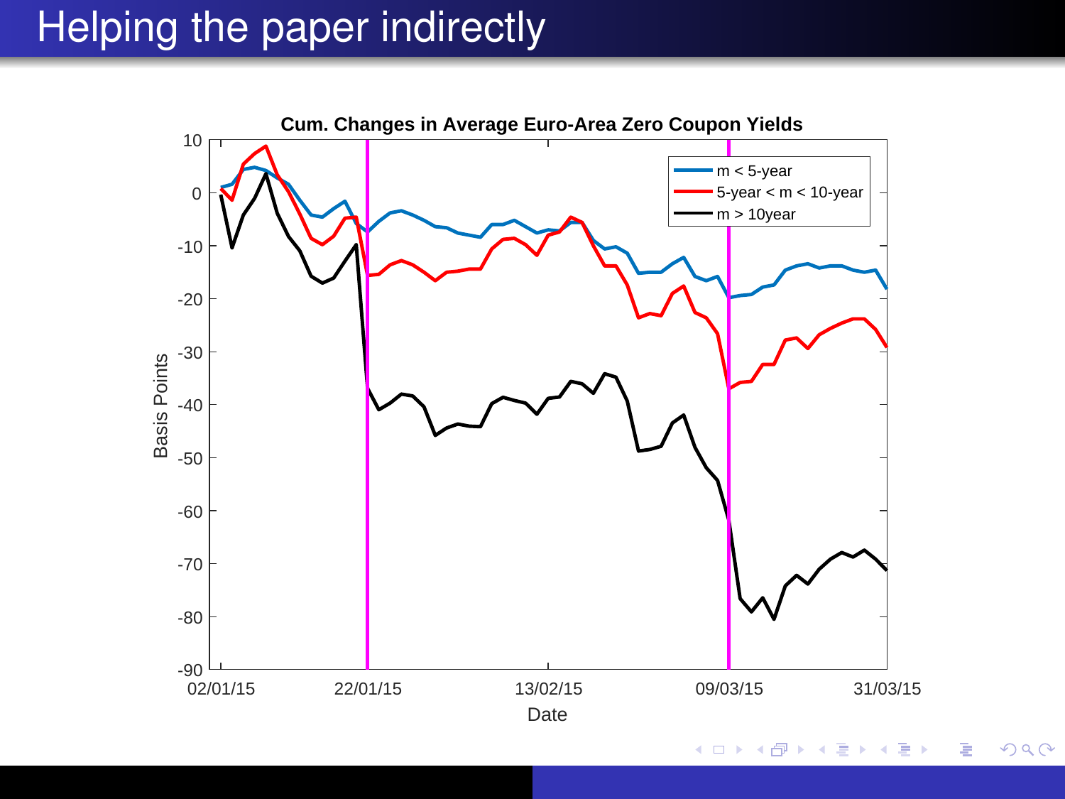# Helping the paper indirectly

**Cum. Changes in Average Euro-Area Zero Coupon Yields**

- m < 5-year
- 5-year < m < 10-year
- m > 10year

Basis Points

Date

02/01/15 22/01/15 13/02/15 09/03/15 31/03/15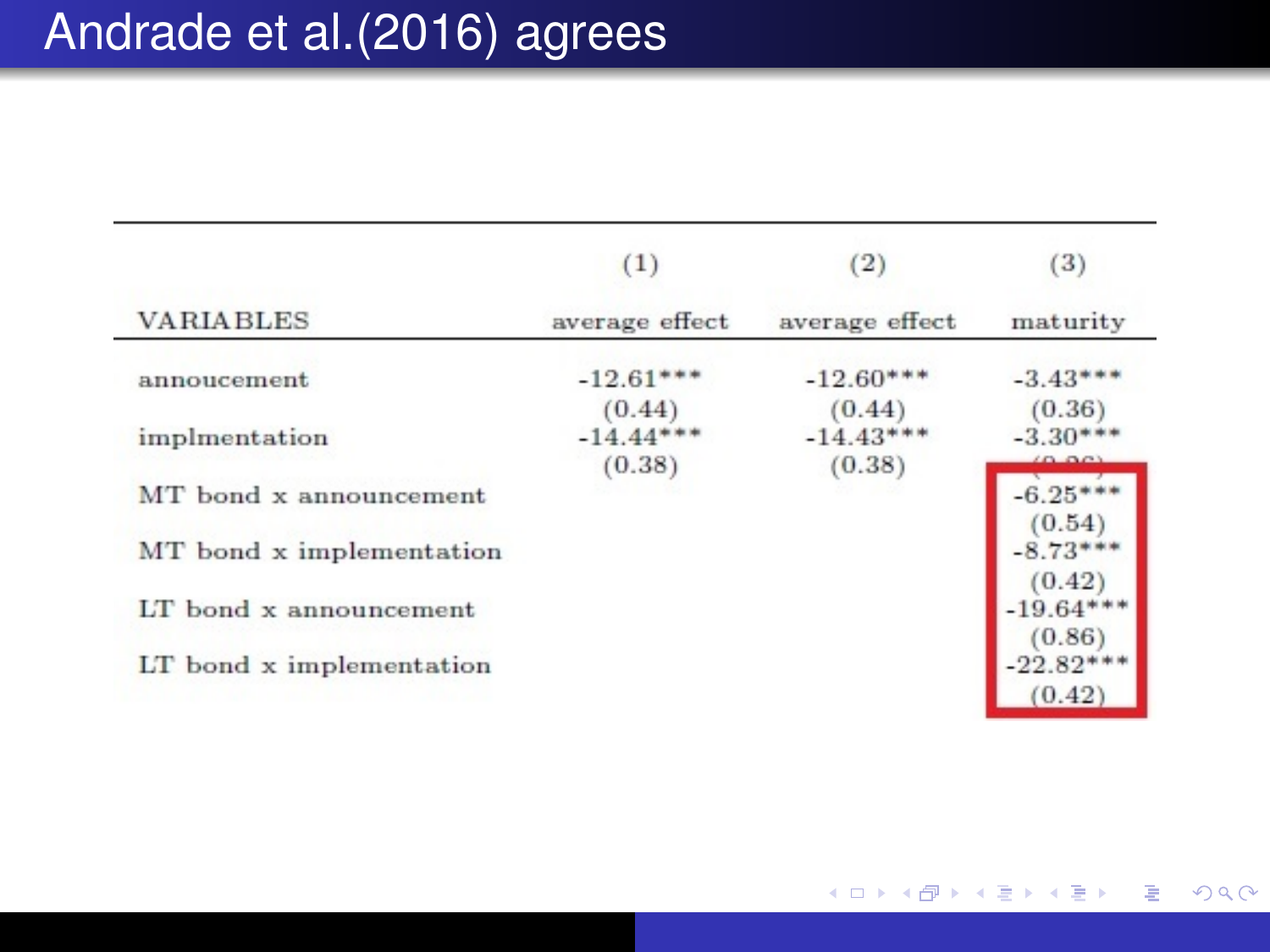# Andrade et al.(2016) agrees

| VARIABLES | (1) average effect | (2) average effect | (3) maturity |
|---|---|---|---|
| annoucement | -12.61*** | -12.60*** | -3.43*** |
| | (0.44) | (0.44) | (0.36) |
| implmentation | -14.44*** | -14.43*** | -3.30*** |
| | (0.38) | (0.38) | (0.26) |
| MT bond x announcement | | | -6.25*** |
| | | | (0.54) |
| MT bond x implementation | | | -8.73*** |
| | | | (0.42) |
| LT bond x announcement | | | -19.64*** |
| | | | (0.86) |
| LT bond x implementation | | | -22.82*** |
| | | | (0.42) |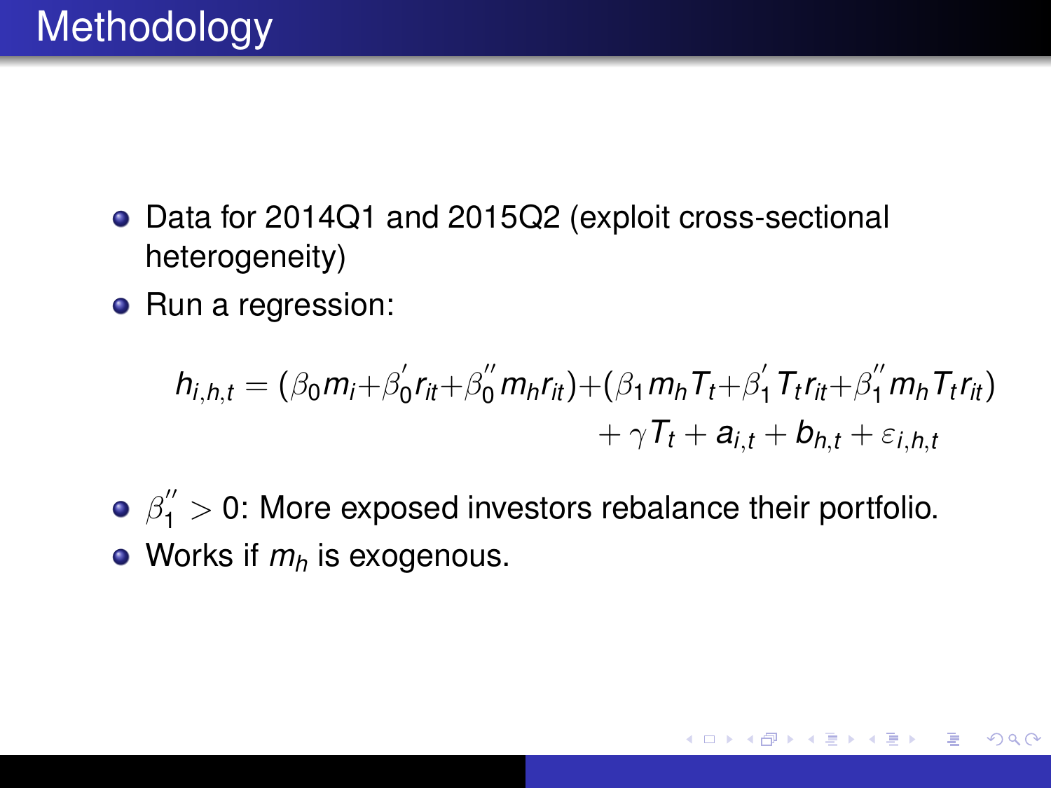# Methodology

- Data for 2014Q1 and 2015Q2 (exploit cross-sectional heterogeneity)
- Run a regression:

$$h_{i,h,t} = (\beta_0 m_i + \beta_0^{'} r_{it} + \beta_0^{''} m_h r_{it}) + (\beta_1 m_h T_t + \beta_1^{'} T_t r_{it} + \beta_1^{''} m_h T_t r_{it}) + \gamma T_t + a_{i,t} + b_{h,t} + \varepsilon_{i,h,t}$$

- $\beta_1^{''} > 0$: More exposed investors rebalance their portfolio.
- Works if $m_h$ is exogenous.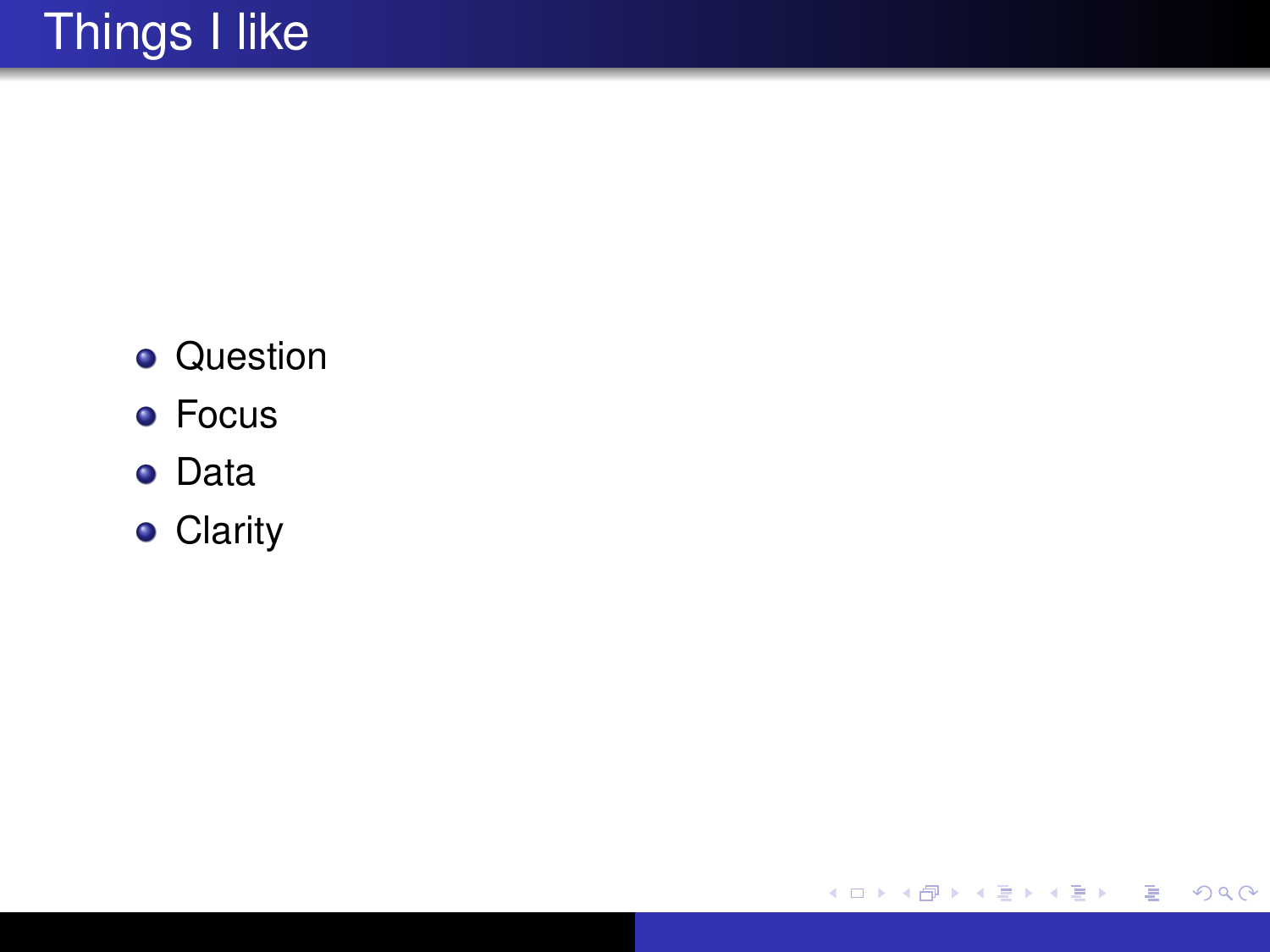# Things I like

- Question
- Focus
- Data
- Clarity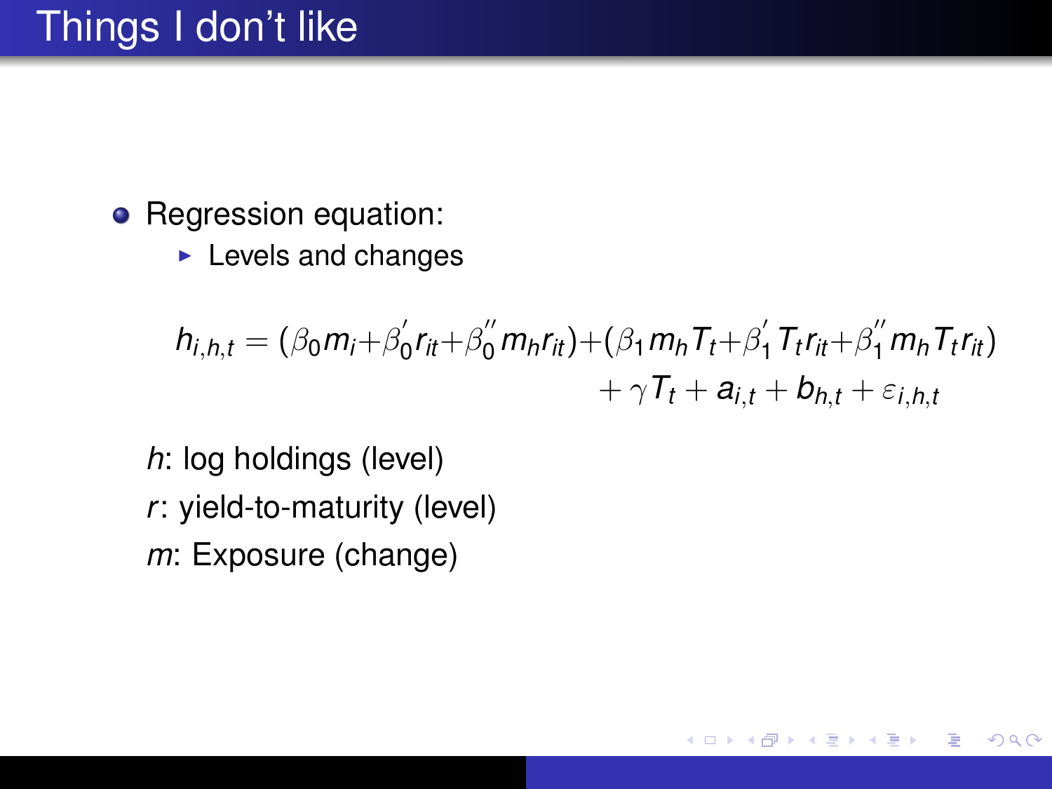# Things I don't like

- Regression equation:
  - Levels and changes

$$h_{i,h,t} = (\beta_0 m_i + \beta_0^{'} r_{it} + \beta_0^{''} m_h r_{it}) + (\beta_1 m_h T_t + \beta_1^{'} T_t r_{it} + \beta_1^{''} m_h T_t r_{it}) + \gamma T_t + a_{i,t} + b_{h,t} + \varepsilon_{i,h,t}$$

$h$: log holdings (level)

$r$: yield-to-maturity (level)

$m$: Exposure (change)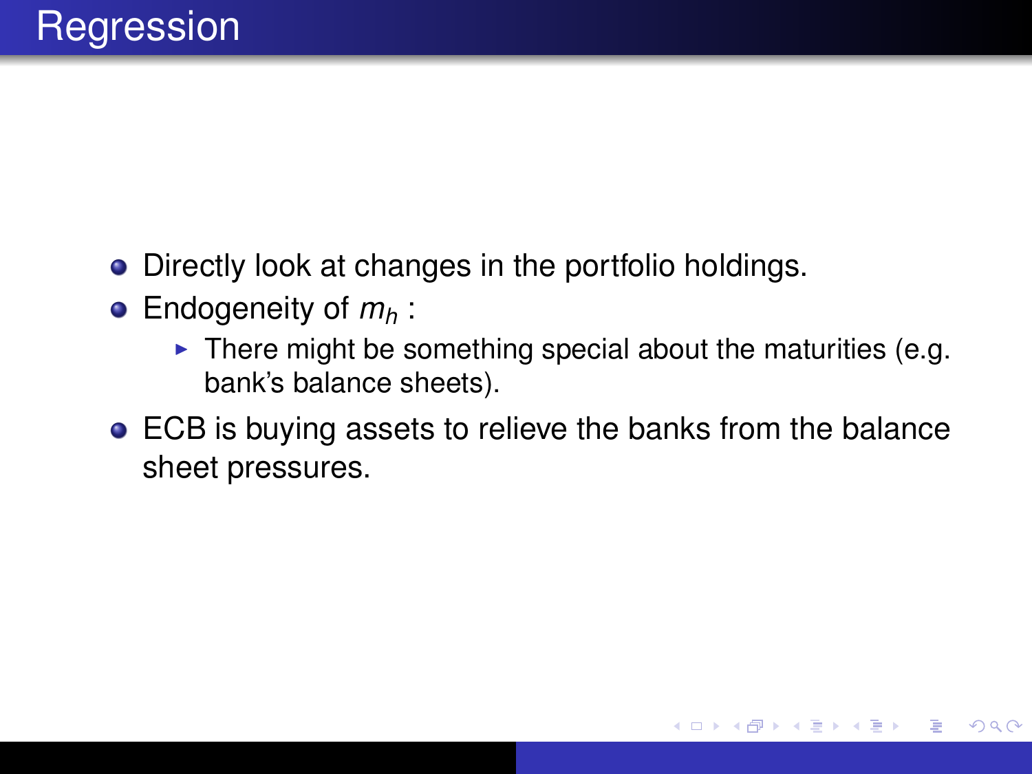# Regression

- Directly look at changes in the portfolio holdings.
- Endogeneity of $m_h$ :
  - There might be something special about the maturities (e.g. bank's balance sheets).
- ECB is buying assets to relieve the banks from the balance sheet pressures.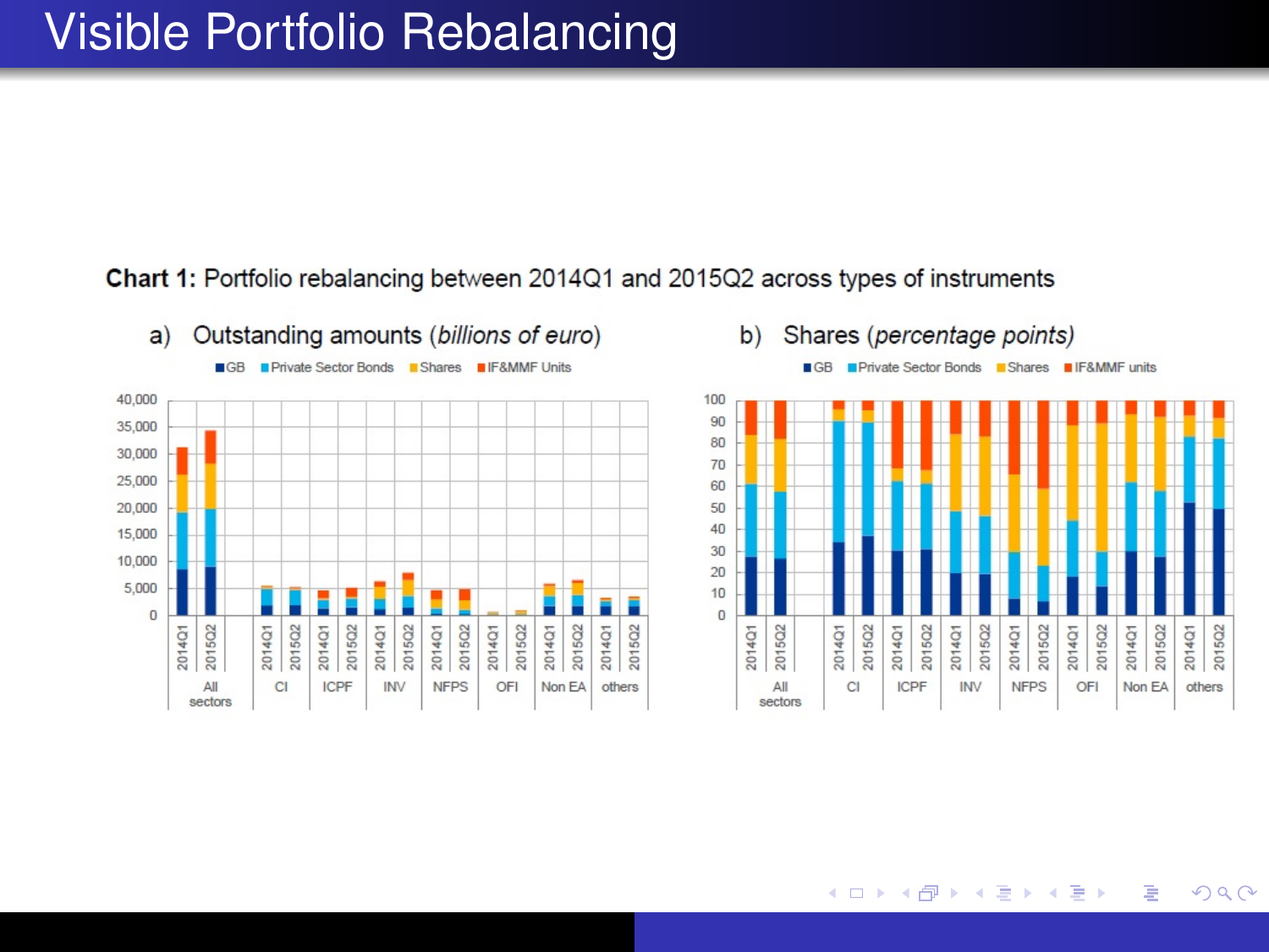# Visible Portfolio Rebalancing

**Chart 1:** Portfolio rebalancing between 2014Q1 and 2015Q2 across types of instruments

a) Outstanding amounts (*billions of euro*)

GB
Private Sector Bonds
Shares
IF&MMF Units

40,000
35,000
30,000
25,000
20,000
15,000
10,000
5,000
0

2014Q1
2015Q2

All sectors
CI
ICPF
INV
NFPS
OFI
Non EA
others

b) Shares (*percentage points*)

GB
Private Sector Bonds
Shares
IF&MMF units

100
90
80
70
60
50
40
30
20
10
0

2014Q1
2015Q2

All sectors
CI
ICPF
INV
NFPS
OFI
Non EA
others